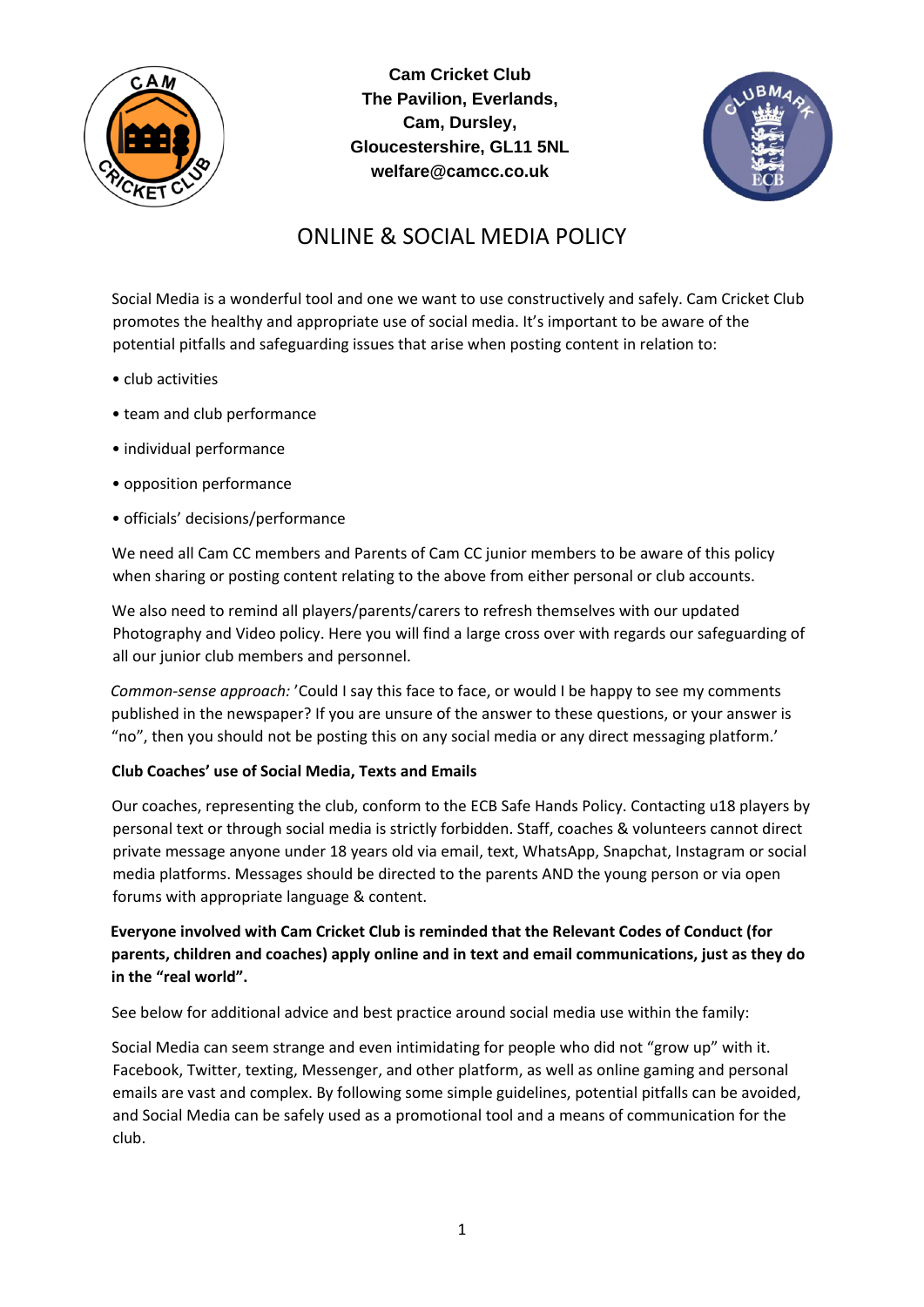**Cam Cricket Club**
**The Pavilion, Everlands,**
**Cam, Dursley,**
**Gloucestershire, GL11 5NL**
**welfare@camcc.co.uk**

# ONLINE & SOCIAL MEDIA POLICY

Social Media is a wonderful tool and one we want to use constructively and safely. Cam Cricket Club promotes the healthy and appropriate use of social media. It's important to be aware of the potential pitfalls and safeguarding issues that arise when posting content in relation to:

- club activities
- team and club performance
- individual performance
- opposition performance
- officials' decisions/performance

We need all Cam CC members and Parents of Cam CC junior members to be aware of this policy when sharing or posting content relating to the above from either personal or club accounts.

We also need to remind all players/parents/carers to refresh themselves with our updated Photography and Video policy. Here you will find a large cross over with regards our safeguarding of all our junior club members and personnel.

*Common-sense approach:* 'Could I say this face to face, or would I be happy to see my comments published in the newspaper? If you are unsure of the answer to these questions, or your answer is "no", then you should not be posting this on any social media or any direct messaging platform.'

**Club Coaches' use of Social Media, Texts and Emails**

Our coaches, representing the club, conform to the ECB Safe Hands Policy. Contacting u18 players by personal text or through social media is strictly forbidden. Staff, coaches & volunteers cannot direct private message anyone under 18 years old via email, text, WhatsApp, Snapchat, Instagram or social media platforms. Messages should be directed to the parents AND the young person or via open forums with appropriate language & content.

**Everyone involved with Cam Cricket Club is reminded that the Relevant Codes of Conduct (for parents, children and coaches) apply online and in text and email communications, just as they do in the "real world".**

See below for additional advice and best practice around social media use within the family:

Social Media can seem strange and even intimidating for people who did not "grow up" with it. Facebook, Twitter, texting, Messenger, and other platform, as well as online gaming and personal emails are vast and complex. By following some simple guidelines, potential pitfalls can be avoided, and Social Media can be safely used as a promotional tool and a means of communication for the club.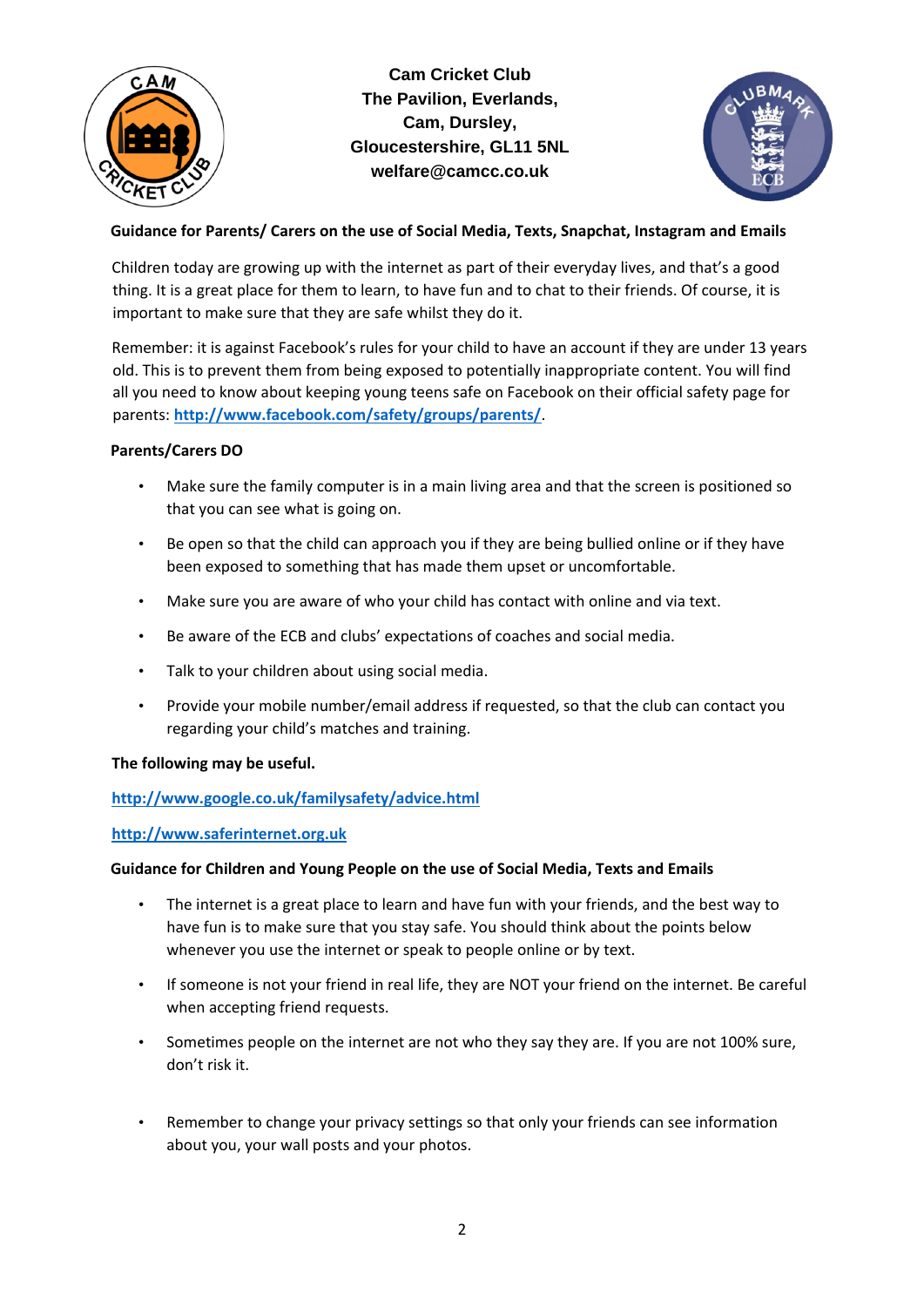**Cam Cricket Club**
**The Pavilion, Everlands,**
**Cam, Dursley,**
**Gloucestershire, GL11 5NL**
**welfare@camcc.co.uk**

## Guidance for Parents/ Carers on the use of Social Media, Texts, Snapchat, Instagram and Emails

Children today are growing up with the internet as part of their everyday lives, and that's a good thing. It is a great place for them to learn, to have fun and to chat to their friends. Of course, it is important to make sure that they are safe whilst they do it.

Remember: it is against Facebook's rules for your child to have an account if they are under 13 years old. This is to prevent them from being exposed to potentially inappropriate content. You will find all you need to know about keeping young teens safe on Facebook on their official safety page for parents: **http://www.facebook.com/safety/groups/parents/**.

**Parents/Carers DO**

- Make sure the family computer is in a main living area and that the screen is positioned so that you can see what is going on.
- Be open so that the child can approach you if they are being bullied online or if they have been exposed to something that has made them upset or uncomfortable.
- Make sure you are aware of who your child has contact with online and via text.
- Be aware of the ECB and clubs' expectations of coaches and social media.
- Talk to your children about using social media.
- Provide your mobile number/email address if requested, so that the club can contact you regarding your child's matches and training.

**The following may be useful.**

**http://www.google.co.uk/familysafety/advice.html**

**http://www.saferinternet.org.uk**

## Guidance for Children and Young People on the use of Social Media, Texts and Emails

- The internet is a great place to learn and have fun with your friends, and the best way to have fun is to make sure that you stay safe. You should think about the points below whenever you use the internet or speak to people online or by text.
- If someone is not your friend in real life, they are NOT your friend on the internet. Be careful when accepting friend requests.
- Sometimes people on the internet are not who they say they are. If you are not 100% sure, don't risk it.
- Remember to change your privacy settings so that only your friends can see information about you, your wall posts and your photos.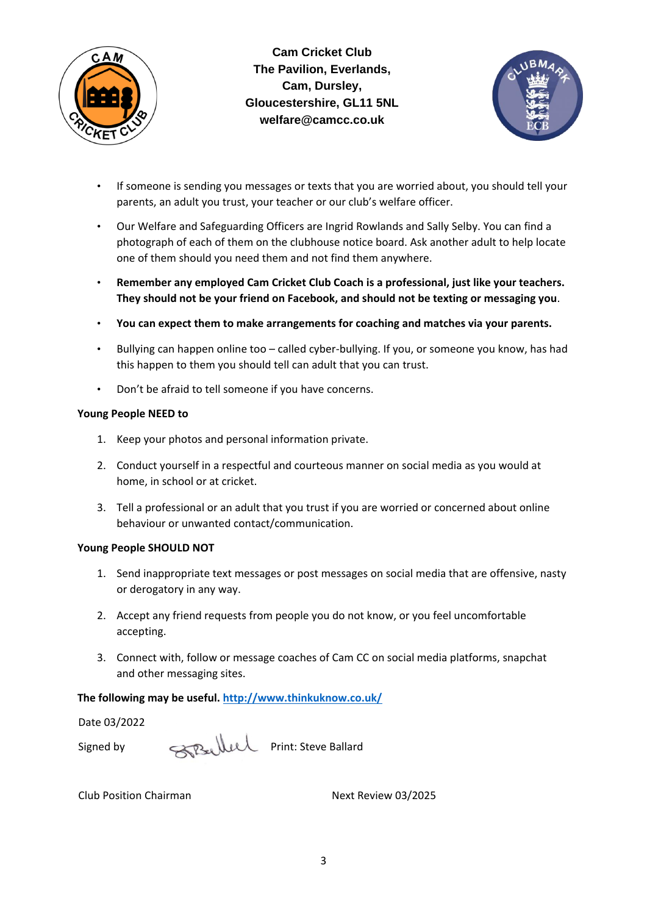**Cam Cricket Club**
**The Pavilion, Everlands,**
**Cam, Dursley,**
**Gloucestershire, GL11 5NL**
**welfare@camcc.co.uk**

- If someone is sending you messages or texts that you are worried about, you should tell your parents, an adult you trust, your teacher or our club's welfare officer.
- Our Welfare and Safeguarding Officers are Ingrid Rowlands and Sally Selby. You can find a photograph of each of them on the clubhouse notice board. Ask another adult to help locate one of them should you need them and not find them anywhere.
- **Remember any employed Cam Cricket Club Coach is a professional, just like your teachers. They should not be your friend on Facebook, and should not be texting or messaging you**.
- **You can expect them to make arrangements for coaching and matches via your parents.**
- Bullying can happen online too – called cyber-bullying. If you, or someone you know, has had this happen to them you should tell can adult that you can trust.
- Don't be afraid to tell someone if you have concerns.

**Young People NEED to**

1. Keep your photos and personal information private.
2. Conduct yourself in a respectful and courteous manner on social media as you would at home, in school or at cricket.
3. Tell a professional or an adult that you trust if you are worried or concerned about online behaviour or unwanted contact/communication.

**Young People SHOULD NOT**

1. Send inappropriate text messages or post messages on social media that are offensive, nasty or derogatory in any way.
2. Accept any friend requests from people you do not know, or you feel uncomfortable accepting.
3. Connect with, follow or message coaches of Cam CC on social media platforms, snapchat and other messaging sites.

**The following may be useful. http://www.thinkuknow.co.uk/**

Date 03/2022

Signed by Print: Steve Ballard

Club Position Chairman Next Review 03/2025